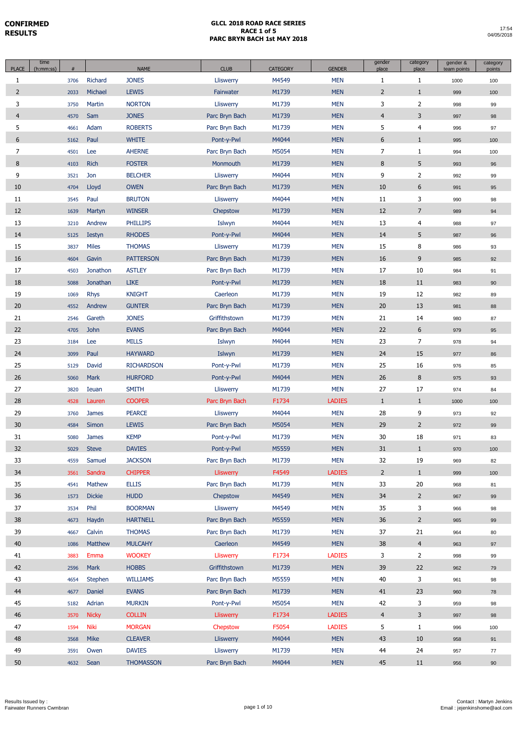**CONFIRMED RESULTS**

# GLCL 2018 ROAD RACE SERIES
## RACE 1 of 5
## PARC BRYN BACH 1st MAY 2018

17:54
04/05/2018

| PLACE | time (h:mm:ss) | # | NAME | | CLUB | CATEGORY | GENDER | gender place | category place | gender & team points | category points |
|---|---|---|---|---|---|---|---|---|---|---|---|
| 1 | | 3706 | Richard | JONES | Lliswerry | M4549 | MEN | 1 | 1 | 1000 | 100 |
| 2 | | 2033 | Michael | LEWIS | Fairwater | M1739 | MEN | 2 | 1 | 999 | 100 |
| 3 | | 3750 | Martin | NORTON | Lliswerry | M1739 | MEN | 3 | 2 | 998 | 99 |
| 4 | | 4570 | Sam | JONES | Parc Bryn Bach | M1739 | MEN | 4 | 3 | 997 | 98 |
| 5 | | 4661 | Adam | ROBERTS | Parc Bryn Bach | M1739 | MEN | 5 | 4 | 996 | 97 |
| 6 | | 5162 | Paul | WHITE | Pont-y-Pwl | M4044 | MEN | 6 | 1 | 995 | 100 |
| 7 | | 4501 | Lee | AHERNE | Parc Bryn Bach | M5054 | MEN | 7 | 1 | 994 | 100 |
| 8 | | 4103 | Rich | FOSTER | Monmouth | M1739 | MEN | 8 | 5 | 993 | 96 |
| 9 | | 3521 | Jon | BELCHER | Lliswerry | M4044 | MEN | 9 | 2 | 992 | 99 |
| 10 | | 4704 | Lloyd | OWEN | Parc Bryn Bach | M1739 | MEN | 10 | 6 | 991 | 95 |
| 11 | | 3545 | Paul | BRUTON | Lliswerry | M4044 | MEN | 11 | 3 | 990 | 98 |
| 12 | | 1639 | Martyn | WINSER | Chepstow | M1739 | MEN | 12 | 7 | 989 | 94 |
| 13 | | 3210 | Andrew | PHILLIPS | Islwyn | M4044 | MEN | 13 | 4 | 988 | 97 |
| 14 | | 5125 | Iestyn | RHODES | Pont-y-Pwl | M4044 | MEN | 14 | 5 | 987 | 96 |
| 15 | | 3837 | Miles | THOMAS | Lliswerry | M1739 | MEN | 15 | 8 | 986 | 93 |
| 16 | | 4604 | Gavin | PATTERSON | Parc Bryn Bach | M1739 | MEN | 16 | 9 | 985 | 92 |
| 17 | | 4503 | Jonathon | ASTLEY | Parc Bryn Bach | M1739 | MEN | 17 | 10 | 984 | 91 |
| 18 | | 5088 | Jonathan | LIKE | Pont-y-Pwl | M1739 | MEN | 18 | 11 | 983 | 90 |
| 19 | | 1069 | Rhys | KNIGHT | Caerleon | M1739 | MEN | 19 | 12 | 982 | 89 |
| 20 | | 4552 | Andrew | GUNTER | Parc Bryn Bach | M1739 | MEN | 20 | 13 | 981 | 88 |
| 21 | | 2546 | Gareth | JONES | Griffithstown | M1739 | MEN | 21 | 14 | 980 | 87 |
| 22 | | 4705 | John | EVANS | Parc Bryn Bach | M4044 | MEN | 22 | 6 | 979 | 95 |
| 23 | | 3184 | Lee | MILLS | Islwyn | M4044 | MEN | 23 | 7 | 978 | 94 |
| 24 | | 3099 | Paul | HAYWARD | Islwyn | M1739 | MEN | 24 | 15 | 977 | 86 |
| 25 | | 5129 | David | RICHARDSON | Pont-y-Pwl | M1739 | MEN | 25 | 16 | 976 | 85 |
| 26 | | 5060 | Mark | HURFORD | Pont-y-Pwl | M4044 | MEN | 26 | 8 | 975 | 93 |
| 27 | | 3820 | Ieuan | SMITH | Lliswerry | M1739 | MEN | 27 | 17 | 974 | 84 |
| 28 | | 4528 | Lauren | COOPER | Parc Bryn Bach | F1734 | LADIES | 1 | 1 | 1000 | 100 |
| 29 | | 3760 | James | PEARCE | Lliswerry | M4044 | MEN | 28 | 9 | 973 | 92 |
| 30 | | 4584 | Simon | LEWIS | Parc Bryn Bach | M5054 | MEN | 29 | 2 | 972 | 99 |
| 31 | | 5080 | James | KEMP | Pont-y-Pwl | M1739 | MEN | 30 | 18 | 971 | 83 |
| 32 | | 5029 | Steve | DAVIES | Pont-y-Pwl | M5559 | MEN | 31 | 1 | 970 | 100 |
| 33 | | 4559 | Samuel | JACKSON | Parc Bryn Bach | M1739 | MEN | 32 | 19 | 969 | 82 |
| 34 | | 3561 | Sandra | CHIPPER | Lliswerry | F4549 | LADIES | 2 | 1 | 999 | 100 |
| 35 | | 4541 | Mathew | ELLIS | Parc Bryn Bach | M1739 | MEN | 33 | 20 | 968 | 81 |
| 36 | | 1573 | Dickie | HUDD | Chepstow | M4549 | MEN | 34 | 2 | 967 | 99 |
| 37 | | 3534 | Phil | BOORMAN | Lliswerry | M4549 | MEN | 35 | 3 | 966 | 98 |
| 38 | | 4673 | Haydn | HARTNELL | Parc Bryn Bach | M5559 | MEN | 36 | 2 | 965 | 99 |
| 39 | | 4667 | Calvin | THOMAS | Parc Bryn Bach | M1739 | MEN | 37 | 21 | 964 | 80 |
| 40 | | 1086 | Matthew | MULCAHY | Caerleon | M4549 | MEN | 38 | 4 | 963 | 97 |
| 41 | | 3883 | Emma | WOOKEY | Lliswerry | F1734 | LADIES | 3 | 2 | 998 | 99 |
| 42 | | 2596 | Mark | HOBBS | Griffithstown | M1739 | MEN | 39 | 22 | 962 | 79 |
| 43 | | 4654 | Stephen | WILLIAMS | Parc Bryn Bach | M5559 | MEN | 40 | 3 | 961 | 98 |
| 44 | | 4677 | Daniel | EVANS | Parc Bryn Bach | M1739 | MEN | 41 | 23 | 960 | 78 |
| 45 | | 5182 | Adrian | MURKIN | Pont-y-Pwl | M5054 | MEN | 42 | 3 | 959 | 98 |
| 46 | | 3570 | Nicky | COLLIN | Lliswerry | F1734 | LADIES | 4 | 3 | 997 | 98 |
| 47 | | 1594 | Niki | MORGAN | Chepstow | F5054 | LADIES | 5 | 1 | 996 | 100 |
| 48 | | 3568 | Mike | CLEAVER | Lliswerry | M4044 | MEN | 43 | 10 | 958 | 91 |
| 49 | | 3591 | Owen | DAVIES | Lliswerry | M1739 | MEN | 44 | 24 | 957 | 77 |
| 50 | | 4632 | Sean | THOMASSON | Parc Bryn Bach | M4044 | MEN | 45 | 11 | 956 | 90 |

Results Issued by :
Fairwater Runners Cwmbran

Contact : Martyn Jenkins
Email : jejenkinshome@aol.com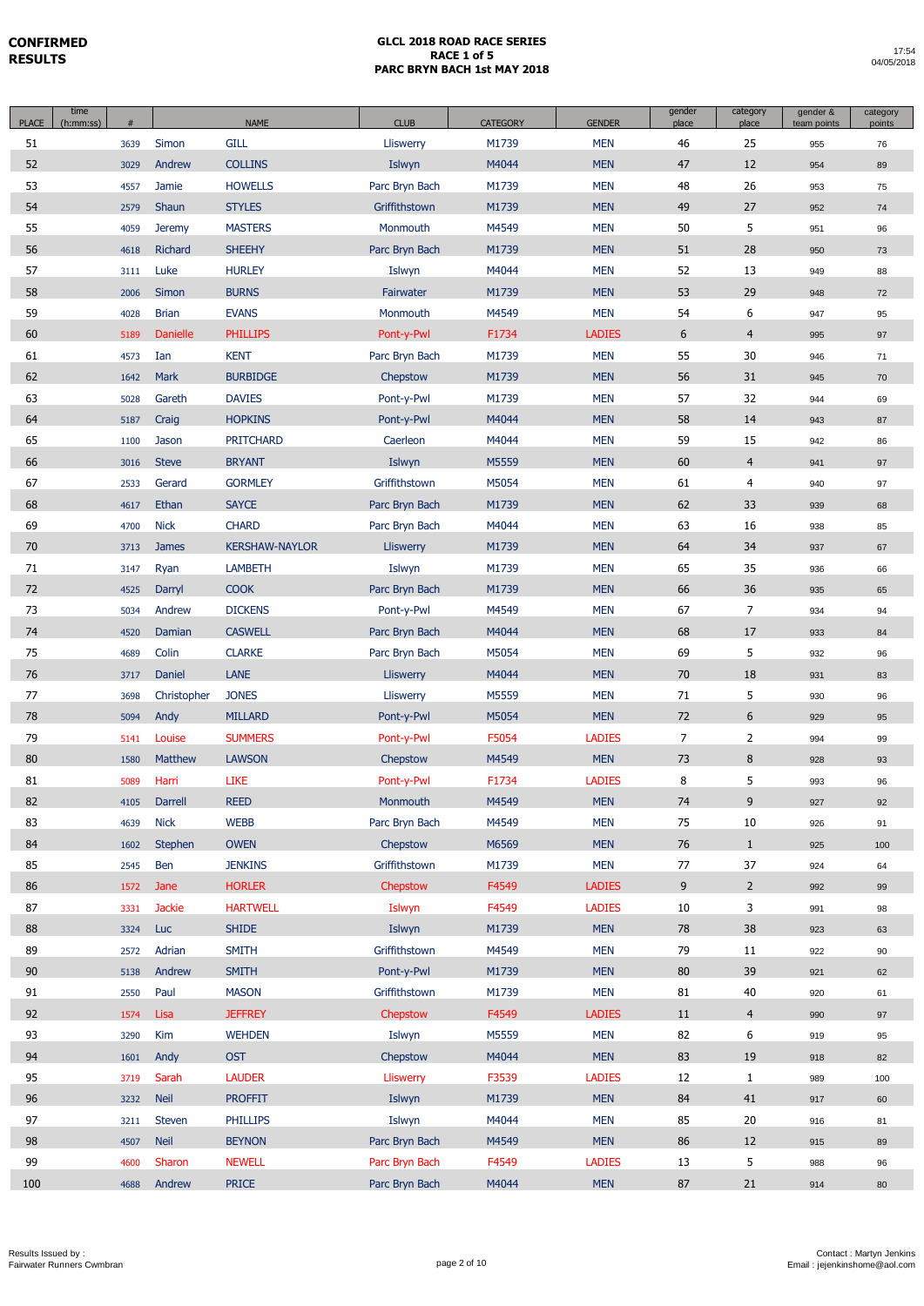**CONFIRMED RESULTS**

# GLCL 2018 ROAD RACE SERIES
## RACE 1 of 5
## PARC BRYN BACH 1st MAY 2018

17:54
04/05/2018

| PLACE | time (h:mm:ss) | # | NAME | | CLUB | CATEGORY | GENDER | gender place | category place | gender & team points | category points |
|---|---|---|---|---|---|---|---|---|---|---|---|
| 51 | | 3639 | Simon | GILL | Lliswerry | M1739 | MEN | 46 | 25 | 955 | 76 |
| 52 | | 3029 | Andrew | COLLINS | Islwyn | M4044 | MEN | 47 | 12 | 954 | 89 |
| 53 | | 4557 | Jamie | HOWELLS | Parc Bryn Bach | M1739 | MEN | 48 | 26 | 953 | 75 |
| 54 | | 2579 | Shaun | STYLES | Griffithstown | M1739 | MEN | 49 | 27 | 952 | 74 |
| 55 | | 4059 | Jeremy | MASTERS | Monmouth | M4549 | MEN | 50 | 5 | 951 | 96 |
| 56 | | 4618 | Richard | SHEEHY | Parc Bryn Bach | M1739 | MEN | 51 | 28 | 950 | 73 |
| 57 | | 3111 | Luke | HURLEY | Islwyn | M4044 | MEN | 52 | 13 | 949 | 88 |
| 58 | | 2006 | Simon | BURNS | Fairwater | M1739 | MEN | 53 | 29 | 948 | 72 |
| 59 | | 4028 | Brian | EVANS | Monmouth | M4549 | MEN | 54 | 6 | 947 | 95 |
| 60 | | 5189 | Danielle | PHILLIPS | Pont-y-Pwl | F1734 | LADIES | 6 | 4 | 995 | 97 |
| 61 | | 4573 | Ian | KENT | Parc Bryn Bach | M1739 | MEN | 55 | 30 | 946 | 71 |
| 62 | | 1642 | Mark | BURBIDGE | Chepstow | M1739 | MEN | 56 | 31 | 945 | 70 |
| 63 | | 5028 | Gareth | DAVIES | Pont-y-Pwl | M1739 | MEN | 57 | 32 | 944 | 69 |
| 64 | | 5187 | Craig | HOPKINS | Pont-y-Pwl | M4044 | MEN | 58 | 14 | 943 | 87 |
| 65 | | 1100 | Jason | PRITCHARD | Caerleon | M4044 | MEN | 59 | 15 | 942 | 86 |
| 66 | | 3016 | Steve | BRYANT | Islwyn | M5559 | MEN | 60 | 4 | 941 | 97 |
| 67 | | 2533 | Gerard | GORMLEY | Griffithstown | M5054 | MEN | 61 | 4 | 940 | 97 |
| 68 | | 4617 | Ethan | SAYCE | Parc Bryn Bach | M1739 | MEN | 62 | 33 | 939 | 68 |
| 69 | | 4700 | Nick | CHARD | Parc Bryn Bach | M4044 | MEN | 63 | 16 | 938 | 85 |
| 70 | | 3713 | James | KERSHAW-NAYLOR | Lliswerry | M1739 | MEN | 64 | 34 | 937 | 67 |
| 71 | | 3147 | Ryan | LAMBETH | Islwyn | M1739 | MEN | 65 | 35 | 936 | 66 |
| 72 | | 4525 | Darryl | COOK | Parc Bryn Bach | M1739 | MEN | 66 | 36 | 935 | 65 |
| 73 | | 5034 | Andrew | DICKENS | Pont-y-Pwl | M4549 | MEN | 67 | 7 | 934 | 94 |
| 74 | | 4520 | Damian | CASWELL | Parc Bryn Bach | M4044 | MEN | 68 | 17 | 933 | 84 |
| 75 | | 4689 | Colin | CLARKE | Parc Bryn Bach | M5054 | MEN | 69 | 5 | 932 | 96 |
| 76 | | 3717 | Daniel | LANE | Lliswerry | M4044 | MEN | 70 | 18 | 931 | 83 |
| 77 | | 3698 | Christopher | JONES | Lliswerry | M5559 | MEN | 71 | 5 | 930 | 96 |
| 78 | | 5094 | Andy | MILLARD | Pont-y-Pwl | M5054 | MEN | 72 | 6 | 929 | 95 |
| 79 | | 5141 | Louise | SUMMERS | Pont-y-Pwl | F5054 | LADIES | 7 | 2 | 994 | 99 |
| 80 | | 1580 | Matthew | LAWSON | Chepstow | M4549 | MEN | 73 | 8 | 928 | 93 |
| 81 | | 5089 | Harri | LIKE | Pont-y-Pwl | F1734 | LADIES | 8 | 5 | 993 | 96 |
| 82 | | 4105 | Darrell | REED | Monmouth | M4549 | MEN | 74 | 9 | 927 | 92 |
| 83 | | 4639 | Nick | WEBB | Parc Bryn Bach | M4549 | MEN | 75 | 10 | 926 | 91 |
| 84 | | 1602 | Stephen | OWEN | Chepstow | M6569 | MEN | 76 | 1 | 925 | 100 |
| 85 | | 2545 | Ben | JENKINS | Griffithstown | M1739 | MEN | 77 | 37 | 924 | 64 |
| 86 | | 1572 | Jane | HORLER | Chepstow | F4549 | LADIES | 9 | 2 | 992 | 99 |
| 87 | | 3331 | Jackie | HARTWELL | Islwyn | F4549 | LADIES | 10 | 3 | 991 | 98 |
| 88 | | 3324 | Luc | SHIDE | Islwyn | M1739 | MEN | 78 | 38 | 923 | 63 |
| 89 | | 2572 | Adrian | SMITH | Griffithstown | M4549 | MEN | 79 | 11 | 922 | 90 |
| 90 | | 5138 | Andrew | SMITH | Pont-y-Pwl | M1739 | MEN | 80 | 39 | 921 | 62 |
| 91 | | 2550 | Paul | MASON | Griffithstown | M1739 | MEN | 81 | 40 | 920 | 61 |
| 92 | | 1574 | Lisa | JEFFREY | Chepstow | F4549 | LADIES | 11 | 4 | 990 | 97 |
| 93 | | 3290 | Kim | WEHDEN | Islwyn | M5559 | MEN | 82 | 6 | 919 | 95 |
| 94 | | 1601 | Andy | OST | Chepstow | M4044 | MEN | 83 | 19 | 918 | 82 |
| 95 | | 3719 | Sarah | LAUDER | Lliswerry | F3539 | LADIES | 12 | 1 | 989 | 100 |
| 96 | | 3232 | Neil | PROFFIT | Islwyn | M1739 | MEN | 84 | 41 | 917 | 60 |
| 97 | | 3211 | Steven | PHILLIPS | Islwyn | M4044 | MEN | 85 | 20 | 916 | 81 |
| 98 | | 4507 | Neil | BEYNON | Parc Bryn Bach | M4549 | MEN | 86 | 12 | 915 | 89 |
| 99 | | 4600 | Sharon | NEWELL | Parc Bryn Bach | F4549 | LADIES | 13 | 5 | 988 | 96 |
| 100 | | 4688 | Andrew | PRICE | Parc Bryn Bach | M4044 | MEN | 87 | 21 | 914 | 80 |

Results Issued by :
Fairwater Runners Cwmbran

Contact : Martyn Jenkins
Email : jejenkinshome@aol.com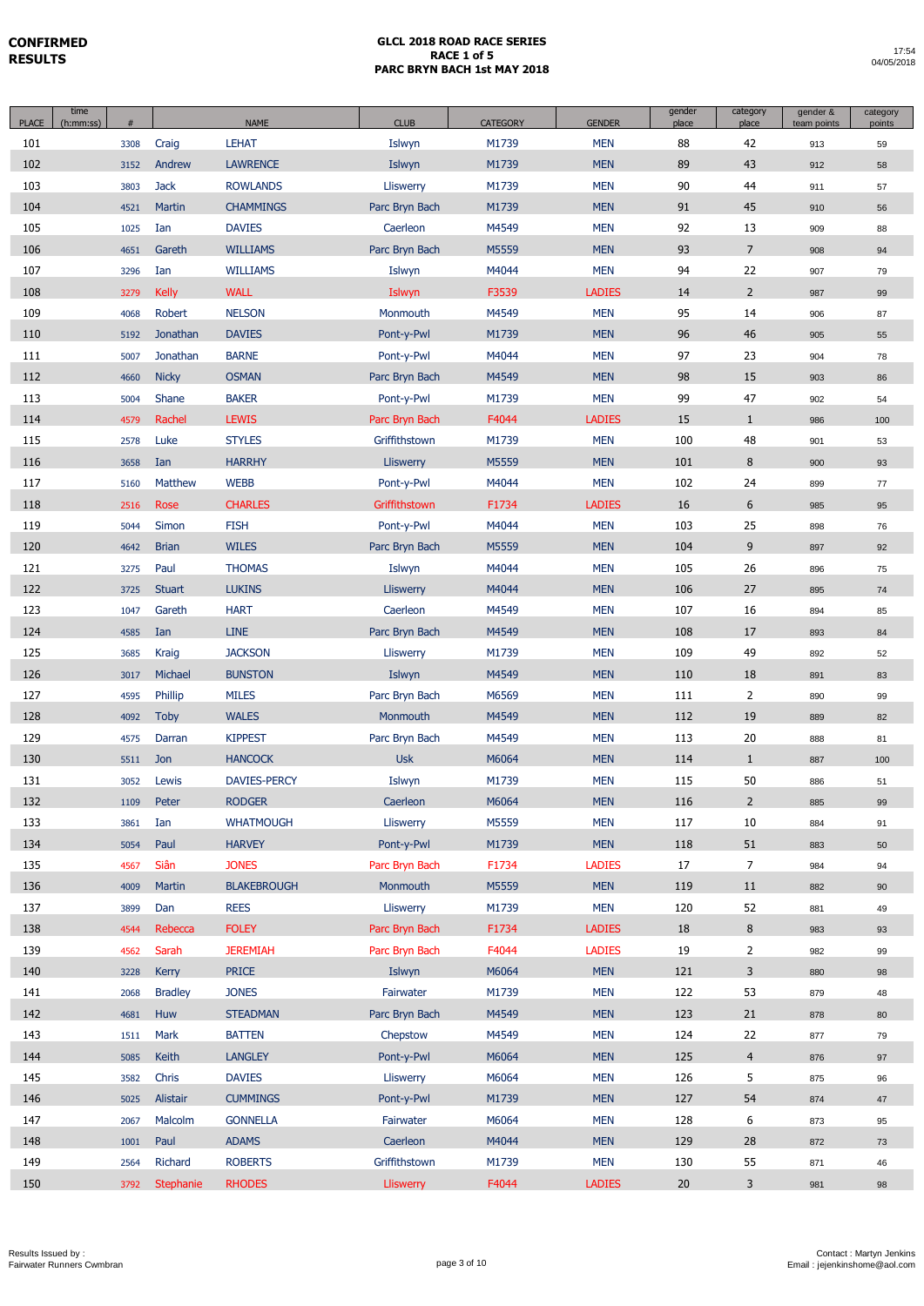**CONFIRMED RESULTS**

## GLCL 2018 ROAD RACE SERIES
## RACE 1 of 5
## PARC BRYN BACH 1st MAY 2018

17:54
04/05/2018

| PLACE | time (h:mm:ss) | # | NAME | | CLUB | CATEGORY | GENDER | gender place | category place | gender & team points | category points |
|---|---|---|---|---|---|---|---|---|---|---|---|
| 101 | | 3308 | Craig | LEHAT | Islwyn | M1739 | MEN | 88 | 42 | 913 | 59 |
| 102 | | 3152 | Andrew | LAWRENCE | Islwyn | M1739 | MEN | 89 | 43 | 912 | 58 |
| 103 | | 3803 | Jack | ROWLANDS | Lliswerry | M1739 | MEN | 90 | 44 | 911 | 57 |
| 104 | | 4521 | Martin | CHAMMINGS | Parc Bryn Bach | M1739 | MEN | 91 | 45 | 910 | 56 |
| 105 | | 1025 | Ian | DAVIES | Caerleon | M4549 | MEN | 92 | 13 | 909 | 88 |
| 106 | | 4651 | Gareth | WILLIAMS | Parc Bryn Bach | M5559 | MEN | 93 | 7 | 908 | 94 |
| 107 | | 3296 | Ian | WILLIAMS | Islwyn | M4044 | MEN | 94 | 22 | 907 | 79 |
| 108 | | 3279 | Kelly | WALL | Islwyn | F3539 | LADIES | 14 | 2 | 987 | 99 |
| 109 | | 4068 | Robert | NELSON | Monmouth | M4549 | MEN | 95 | 14 | 906 | 87 |
| 110 | | 5192 | Jonathan | DAVIES | Pont-y-Pwl | M1739 | MEN | 96 | 46 | 905 | 55 |
| 111 | | 5007 | Jonathan | BARNE | Pont-y-Pwl | M4044 | MEN | 97 | 23 | 904 | 78 |
| 112 | | 4660 | Nicky | OSMAN | Parc Bryn Bach | M4549 | MEN | 98 | 15 | 903 | 86 |
| 113 | | 5004 | Shane | BAKER | Pont-y-Pwl | M1739 | MEN | 99 | 47 | 902 | 54 |
| 114 | | 4579 | Rachel | LEWIS | Parc Bryn Bach | F4044 | LADIES | 15 | 1 | 986 | 100 |
| 115 | | 2578 | Luke | STYLES | Griffithstown | M1739 | MEN | 100 | 48 | 901 | 53 |
| 116 | | 3658 | Ian | HARRHY | Lliswerry | M5559 | MEN | 101 | 8 | 900 | 93 |
| 117 | | 5160 | Matthew | WEBB | Pont-y-Pwl | M4044 | MEN | 102 | 24 | 899 | 77 |
| 118 | | 2516 | Rose | CHARLES | Griffithstown | F1734 | LADIES | 16 | 6 | 985 | 95 |
| 119 | | 5044 | Simon | FISH | Pont-y-Pwl | M4044 | MEN | 103 | 25 | 898 | 76 |
| 120 | | 4642 | Brian | WILES | Parc Bryn Bach | M5559 | MEN | 104 | 9 | 897 | 92 |
| 121 | | 3275 | Paul | THOMAS | Islwyn | M4044 | MEN | 105 | 26 | 896 | 75 |
| 122 | | 3725 | Stuart | LUKINS | Lliswerry | M4044 | MEN | 106 | 27 | 895 | 74 |
| 123 | | 1047 | Gareth | HART | Caerleon | M4549 | MEN | 107 | 16 | 894 | 85 |
| 124 | | 4585 | Ian | LINE | Parc Bryn Bach | M4549 | MEN | 108 | 17 | 893 | 84 |
| 125 | | 3685 | Kraig | JACKSON | Lliswerry | M1739 | MEN | 109 | 49 | 892 | 52 |
| 126 | | 3017 | Michael | BUNSTON | Islwyn | M4549 | MEN | 110 | 18 | 891 | 83 |
| 127 | | 4595 | Phillip | MILES | Parc Bryn Bach | M6569 | MEN | 111 | 2 | 890 | 99 |
| 128 | | 4092 | Toby | WALES | Monmouth | M4549 | MEN | 112 | 19 | 889 | 82 |
| 129 | | 4575 | Darran | KIPPEST | Parc Bryn Bach | M4549 | MEN | 113 | 20 | 888 | 81 |
| 130 | | 5511 | Jon | HANCOCK | Usk | M6064 | MEN | 114 | 1 | 887 | 100 |
| 131 | | 3052 | Lewis | DAVIES-PERCY | Islwyn | M1739 | MEN | 115 | 50 | 886 | 51 |
| 132 | | 1109 | Peter | RODGER | Caerleon | M6064 | MEN | 116 | 2 | 885 | 99 |
| 133 | | 3861 | Ian | WHATMOUGH | Lliswerry | M5559 | MEN | 117 | 10 | 884 | 91 |
| 134 | | 5054 | Paul | HARVEY | Pont-y-Pwl | M1739 | MEN | 118 | 51 | 883 | 50 |
| 135 | | 4567 | Siân | JONES | Parc Bryn Bach | F1734 | LADIES | 17 | 7 | 984 | 94 |
| 136 | | 4009 | Martin | BLAKEBROUGH | Monmouth | M5559 | MEN | 119 | 11 | 882 | 90 |
| 137 | | 3899 | Dan | REES | Lliswerry | M1739 | MEN | 120 | 52 | 881 | 49 |
| 138 | | 4544 | Rebecca | FOLEY | Parc Bryn Bach | F1734 | LADIES | 18 | 8 | 983 | 93 |
| 139 | | 4562 | Sarah | JEREMIAH | Parc Bryn Bach | F4044 | LADIES | 19 | 2 | 982 | 99 |
| 140 | | 3228 | Kerry | PRICE | Islwyn | M6064 | MEN | 121 | 3 | 880 | 98 |
| 141 | | 2068 | Bradley | JONES | Fairwater | M1739 | MEN | 122 | 53 | 879 | 48 |
| 142 | | 4681 | Huw | STEADMAN | Parc Bryn Bach | M4549 | MEN | 123 | 21 | 878 | 80 |
| 143 | | 1511 | Mark | BATTEN | Chepstow | M4549 | MEN | 124 | 22 | 877 | 79 |
| 144 | | 5085 | Keith | LANGLEY | Pont-y-Pwl | M6064 | MEN | 125 | 4 | 876 | 97 |
| 145 | | 3582 | Chris | DAVIES | Lliswerry | M6064 | MEN | 126 | 5 | 875 | 96 |
| 146 | | 5025 | Alistair | CUMMINGS | Pont-y-Pwl | M1739 | MEN | 127 | 54 | 874 | 47 |
| 147 | | 2067 | Malcolm | GONNELLA | Fairwater | M6064 | MEN | 128 | 6 | 873 | 95 |
| 148 | | 1001 | Paul | ADAMS | Caerleon | M4044 | MEN | 129 | 28 | 872 | 73 |
| 149 | | 2564 | Richard | ROBERTS | Griffithstown | M1739 | MEN | 130 | 55 | 871 | 46 |
| 150 | | 3792 | Stephanie | RHODES | Lliswerry | F4044 | LADIES | 20 | 3 | 981 | 98 |

Results Issued by :
Fairwater Runners Cwmbran

Contact : Martyn Jenkins
Email : jejenkinshome@aol.com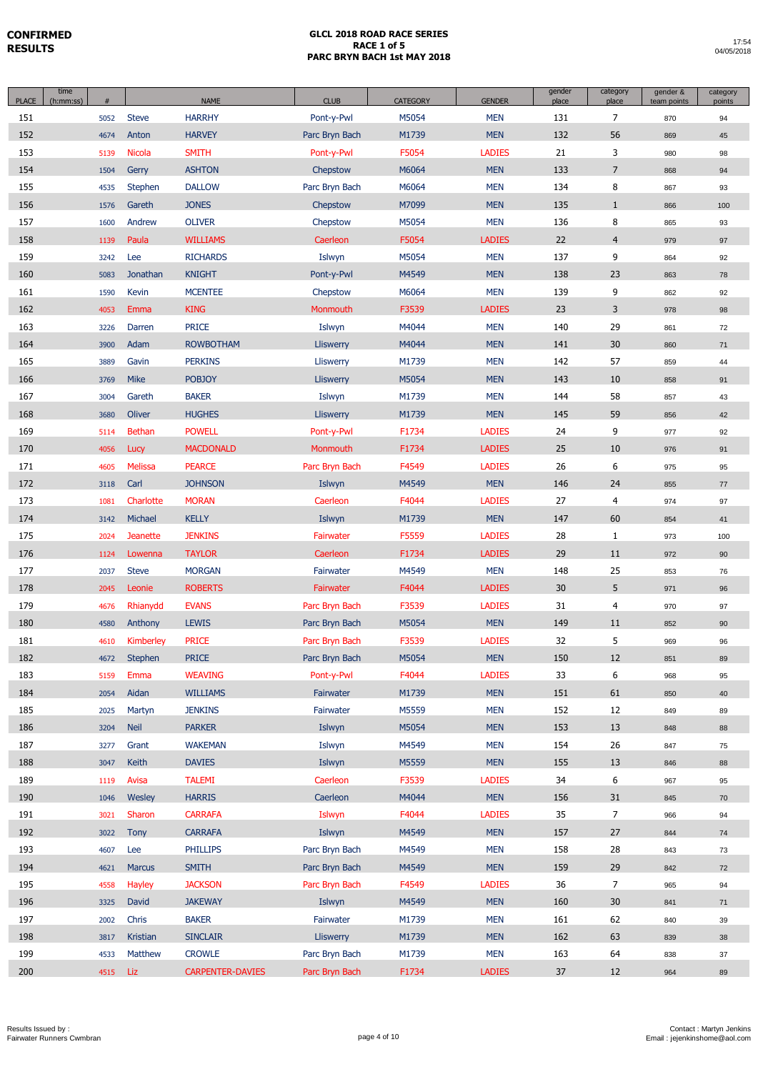**CONFIRMED RESULTS**

**GLCL 2018 ROAD RACE SERIES**
**RACE 1 of 5**
**PARC BRYN BACH 1st MAY 2018**

17:54
04/05/2018

| PLACE | time (h:mm:ss) | # | | NAME | CLUB | CATEGORY | GENDER | gender place | category place | gender & team points | category points |
|---|---|---|---|---|---|---|---|---|---|---|---|
| 151 | | 5052 | Steve | HARRHY | Pont-y-Pwl | M5054 | MEN | 131 | 7 | 870 | 94 |
| 152 | | 4674 | Anton | HARVEY | Parc Bryn Bach | M1739 | MEN | 132 | 56 | 869 | 45 |
| 153 | | 5139 | Nicola | SMITH | Pont-y-Pwl | F5054 | LADIES | 21 | 3 | 980 | 98 |
| 154 | | 1504 | Gerry | ASHTON | Chepstow | M6064 | MEN | 133 | 7 | 868 | 94 |
| 155 | | 4535 | Stephen | DALLOW | Parc Bryn Bach | M6064 | MEN | 134 | 8 | 867 | 93 |
| 156 | | 1576 | Gareth | JONES | Chepstow | M7099 | MEN | 135 | 1 | 866 | 100 |
| 157 | | 1600 | Andrew | OLIVER | Chepstow | M5054 | MEN | 136 | 8 | 865 | 93 |
| 158 | | 1139 | Paula | WILLIAMS | Caerleon | F5054 | LADIES | 22 | 4 | 979 | 97 |
| 159 | | 3242 | Lee | RICHARDS | Islwyn | M5054 | MEN | 137 | 9 | 864 | 92 |
| 160 | | 5083 | Jonathan | KNIGHT | Pont-y-Pwl | M4549 | MEN | 138 | 23 | 863 | 78 |
| 161 | | 1590 | Kevin | MCENTEE | Chepstow | M6064 | MEN | 139 | 9 | 862 | 92 |
| 162 | | 4053 | Emma | KING | Monmouth | F3539 | LADIES | 23 | 3 | 978 | 98 |
| 163 | | 3226 | Darren | PRICE | Islwyn | M4044 | MEN | 140 | 29 | 861 | 72 |
| 164 | | 3900 | Adam | ROWBOTHAM | Lliswerry | M4044 | MEN | 141 | 30 | 860 | 71 |
| 165 | | 3889 | Gavin | PERKINS | Lliswerry | M1739 | MEN | 142 | 57 | 859 | 44 |
| 166 | | 3769 | Mike | POBJOY | Lliswerry | M5054 | MEN | 143 | 10 | 858 | 91 |
| 167 | | 3004 | Gareth | BAKER | Islwyn | M1739 | MEN | 144 | 58 | 857 | 43 |
| 168 | | 3680 | Oliver | HUGHES | Lliswerry | M1739 | MEN | 145 | 59 | 856 | 42 |
| 169 | | 5114 | Bethan | POWELL | Pont-y-Pwl | F1734 | LADIES | 24 | 9 | 977 | 92 |
| 170 | | 4056 | Lucy | MACDONALD | Monmouth | F1734 | LADIES | 25 | 10 | 976 | 91 |
| 171 | | 4605 | Melissa | PEARCE | Parc Bryn Bach | F4549 | LADIES | 26 | 6 | 975 | 95 |
| 172 | | 3118 | Carl | JOHNSON | Islwyn | M4549 | MEN | 146 | 24 | 855 | 77 |
| 173 | | 1081 | Charlotte | MORAN | Caerleon | F4044 | LADIES | 27 | 4 | 974 | 97 |
| 174 | | 3142 | Michael | KELLY | Islwyn | M1739 | MEN | 147 | 60 | 854 | 41 |
| 175 | | 2024 | Jeanette | JENKINS | Fairwater | F5559 | LADIES | 28 | 1 | 973 | 100 |
| 176 | | 1124 | Lowenna | TAYLOR | Caerleon | F1734 | LADIES | 29 | 11 | 972 | 90 |
| 177 | | 2037 | Steve | MORGAN | Fairwater | M4549 | MEN | 148 | 25 | 853 | 76 |
| 178 | | 2045 | Leonie | ROBERTS | Fairwater | F4044 | LADIES | 30 | 5 | 971 | 96 |
| 179 | | 4676 | Rhianydd | EVANS | Parc Bryn Bach | F3539 | LADIES | 31 | 4 | 970 | 97 |
| 180 | | 4580 | Anthony | LEWIS | Parc Bryn Bach | M5054 | MEN | 149 | 11 | 852 | 90 |
| 181 | | 4610 | Kimberley | PRICE | Parc Bryn Bach | F3539 | LADIES | 32 | 5 | 969 | 96 |
| 182 | | 4672 | Stephen | PRICE | Parc Bryn Bach | M5054 | MEN | 150 | 12 | 851 | 89 |
| 183 | | 5159 | Emma | WEAVING | Pont-y-Pwl | F4044 | LADIES | 33 | 6 | 968 | 95 |
| 184 | | 2054 | Aidan | WILLIAMS | Fairwater | M1739 | MEN | 151 | 61 | 850 | 40 |
| 185 | | 2025 | Martyn | JENKINS | Fairwater | M5559 | MEN | 152 | 12 | 849 | 89 |
| 186 | | 3204 | Neil | PARKER | Islwyn | M5054 | MEN | 153 | 13 | 848 | 88 |
| 187 | | 3277 | Grant | WAKEMAN | Islwyn | M4549 | MEN | 154 | 26 | 847 | 75 |
| 188 | | 3047 | Keith | DAVIES | Islwyn | M5559 | MEN | 155 | 13 | 846 | 88 |
| 189 | | 1119 | Avisa | TALEMI | Caerleon | F3539 | LADIES | 34 | 6 | 967 | 95 |
| 190 | | 1046 | Wesley | HARRIS | Caerleon | M4044 | MEN | 156 | 31 | 845 | 70 |
| 191 | | 3021 | Sharon | CARRAFA | Islwyn | F4044 | LADIES | 35 | 7 | 966 | 94 |
| 192 | | 3022 | Tony | CARRAFA | Islwyn | M4549 | MEN | 157 | 27 | 844 | 74 |
| 193 | | 4607 | Lee | PHILLIPS | Parc Bryn Bach | M4549 | MEN | 158 | 28 | 843 | 73 |
| 194 | | 4621 | Marcus | SMITH | Parc Bryn Bach | M4549 | MEN | 159 | 29 | 842 | 72 |
| 195 | | 4558 | Hayley | JACKSON | Parc Bryn Bach | F4549 | LADIES | 36 | 7 | 965 | 94 |
| 196 | | 3325 | David | JAKEWAY | Islwyn | M4549 | MEN | 160 | 30 | 841 | 71 |
| 197 | | 2002 | Chris | BAKER | Fairwater | M1739 | MEN | 161 | 62 | 840 | 39 |
| 198 | | 3817 | Kristian | SINCLAIR | Lliswerry | M1739 | MEN | 162 | 63 | 839 | 38 |
| 199 | | 4533 | Matthew | CROWLE | Parc Bryn Bach | M1739 | MEN | 163 | 64 | 838 | 37 |
| 200 | | 4515 | Liz | CARPENTER-DAVIES | Parc Bryn Bach | F1734 | LADIES | 37 | 12 | 964 | 89 |

Results Issued by :
Fairwater Runners Cwmbran

Contact : Martyn Jenkins
Email : jejenkinshome@aol.com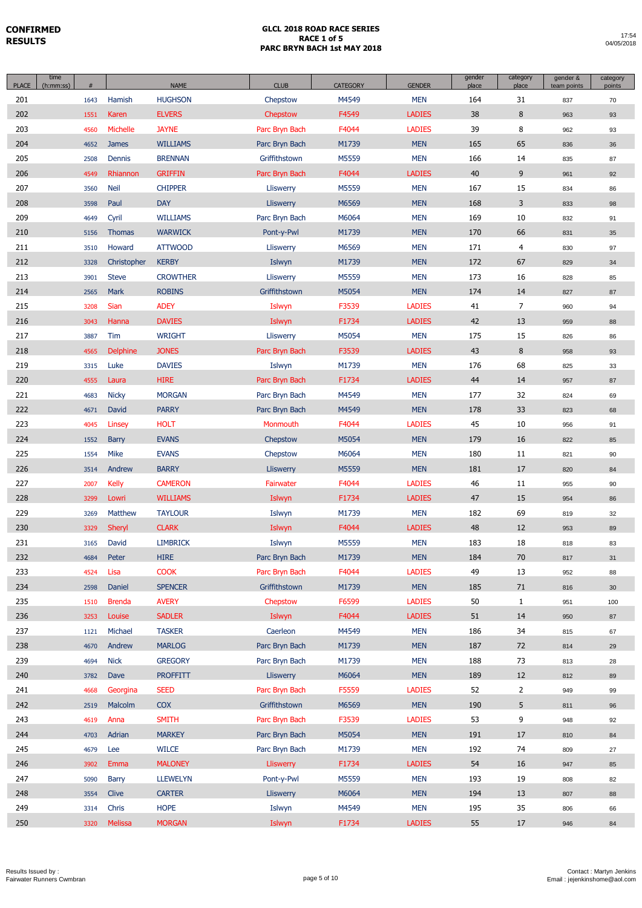**CONFIRMED RESULTS**

**GLCL 2018 ROAD RACE SERIES**
**RACE 1 of 5**
**PARC BRYN BACH 1st MAY 2018**

17:54
04/05/2018

| PLACE | time (h:mm:ss) | # | NAME | | CLUB | CATEGORY | GENDER | gender place | category place | gender & team points | category points |
|---|---|---|---|---|---|---|---|---|---|---|---|
| 201 | | 1643 | Hamish | HUGHSON | Chepstow | M4549 | MEN | 164 | 31 | 837 | 70 |
| 202 | | 1551 | Karen | ELVERS | Chepstow | F4549 | LADIES | 38 | 8 | 963 | 93 |
| 203 | | 4560 | Michelle | JAYNE | Parc Bryn Bach | F4044 | LADIES | 39 | 8 | 962 | 93 |
| 204 | | 4652 | James | WILLIAMS | Parc Bryn Bach | M1739 | MEN | 165 | 65 | 836 | 36 |
| 205 | | 2508 | Dennis | BRENNAN | Griffithstown | M5559 | MEN | 166 | 14 | 835 | 87 |
| 206 | | 4549 | Rhiannon | GRIFFIN | Parc Bryn Bach | F4044 | LADIES | 40 | 9 | 961 | 92 |
| 207 | | 3560 | Neil | CHIPPER | Lliswerry | M5559 | MEN | 167 | 15 | 834 | 86 |
| 208 | | 3598 | Paul | DAY | Lliswerry | M6569 | MEN | 168 | 3 | 833 | 98 |
| 209 | | 4649 | Cyril | WILLIAMS | Parc Bryn Bach | M6064 | MEN | 169 | 10 | 832 | 91 |
| 210 | | 5156 | Thomas | WARWICK | Pont-y-Pwl | M1739 | MEN | 170 | 66 | 831 | 35 |
| 211 | | 3510 | Howard | ATTWOOD | Lliswerry | M6569 | MEN | 171 | 4 | 830 | 97 |
| 212 | | 3328 | Christopher | KERBY | Islwyn | M1739 | MEN | 172 | 67 | 829 | 34 |
| 213 | | 3901 | Steve | CROWTHER | Lliswerry | M5559 | MEN | 173 | 16 | 828 | 85 |
| 214 | | 2565 | Mark | ROBINS | Griffithstown | M5054 | MEN | 174 | 14 | 827 | 87 |
| 215 | | 3208 | Sian | ADEY | Islwyn | F3539 | LADIES | 41 | 7 | 960 | 94 |
| 216 | | 3043 | Hanna | DAVIES | Islwyn | F1734 | LADIES | 42 | 13 | 959 | 88 |
| 217 | | 3887 | Tim | WRIGHT | Lliswerry | M5054 | MEN | 175 | 15 | 826 | 86 |
| 218 | | 4565 | Delphine | JONES | Parc Bryn Bach | F3539 | LADIES | 43 | 8 | 958 | 93 |
| 219 | | 3315 | Luke | DAVIES | Islwyn | M1739 | MEN | 176 | 68 | 825 | 33 |
| 220 | | 4555 | Laura | HIRE | Parc Bryn Bach | F1734 | LADIES | 44 | 14 | 957 | 87 |
| 221 | | 4683 | Nicky | MORGAN | Parc Bryn Bach | M4549 | MEN | 177 | 32 | 824 | 69 |
| 222 | | 4671 | David | PARRY | Parc Bryn Bach | M4549 | MEN | 178 | 33 | 823 | 68 |
| 223 | | 4045 | Linsey | HOLT | Monmouth | F4044 | LADIES | 45 | 10 | 956 | 91 |
| 224 | | 1552 | Barry | EVANS | Chepstow | M5054 | MEN | 179 | 16 | 822 | 85 |
| 225 | | 1554 | Mike | EVANS | Chepstow | M6064 | MEN | 180 | 11 | 821 | 90 |
| 226 | | 3514 | Andrew | BARRY | Lliswerry | M5559 | MEN | 181 | 17 | 820 | 84 |
| 227 | | 2007 | Kelly | CAMERON | Fairwater | F4044 | LADIES | 46 | 11 | 955 | 90 |
| 228 | | 3299 | Lowri | WILLIAMS | Islwyn | F1734 | LADIES | 47 | 15 | 954 | 86 |
| 229 | | 3269 | Matthew | TAYLOUR | Islwyn | M1739 | MEN | 182 | 69 | 819 | 32 |
| 230 | | 3329 | Sheryl | CLARK | Islwyn | F4044 | LADIES | 48 | 12 | 953 | 89 |
| 231 | | 3165 | David | LIMBRICK | Islwyn | M5559 | MEN | 183 | 18 | 818 | 83 |
| 232 | | 4684 | Peter | HIRE | Parc Bryn Bach | M1739 | MEN | 184 | 70 | 817 | 31 |
| 233 | | 4524 | Lisa | COOK | Parc Bryn Bach | F4044 | LADIES | 49 | 13 | 952 | 88 |
| 234 | | 2598 | Daniel | SPENCER | Griffithstown | M1739 | MEN | 185 | 71 | 816 | 30 |
| 235 | | 1510 | Brenda | AVERY | Chepstow | F6599 | LADIES | 50 | 1 | 951 | 100 |
| 236 | | 3253 | Louise | SADLER | Islwyn | F4044 | LADIES | 51 | 14 | 950 | 87 |
| 237 | | 1121 | Michael | TASKER | Caerleon | M4549 | MEN | 186 | 34 | 815 | 67 |
| 238 | | 4670 | Andrew | MARLOG | Parc Bryn Bach | M1739 | MEN | 187 | 72 | 814 | 29 |
| 239 | | 4694 | Nick | GREGORY | Parc Bryn Bach | M1739 | MEN | 188 | 73 | 813 | 28 |
| 240 | | 3782 | Dave | PROFFITT | Lliswerry | M6064 | MEN | 189 | 12 | 812 | 89 |
| 241 | | 4668 | Georgina | SEED | Parc Bryn Bach | F5559 | LADIES | 52 | 2 | 949 | 99 |
| 242 | | 2519 | Malcolm | COX | Griffithstown | M6569 | MEN | 190 | 5 | 811 | 96 |
| 243 | | 4619 | Anna | SMITH | Parc Bryn Bach | F3539 | LADIES | 53 | 9 | 948 | 92 |
| 244 | | 4703 | Adrian | MARKEY | Parc Bryn Bach | M5054 | MEN | 191 | 17 | 810 | 84 |
| 245 | | 4679 | Lee | WILCE | Parc Bryn Bach | M1739 | MEN | 192 | 74 | 809 | 27 |
| 246 | | 3902 | Emma | MALONEY | Lliswerry | F1734 | LADIES | 54 | 16 | 947 | 85 |
| 247 | | 5090 | Barry | LLEWELYN | Pont-y-Pwl | M5559 | MEN | 193 | 19 | 808 | 82 |
| 248 | | 3554 | Clive | CARTER | Lliswerry | M6064 | MEN | 194 | 13 | 807 | 88 |
| 249 | | 3314 | Chris | HOPE | Islwyn | M4549 | MEN | 195 | 35 | 806 | 66 |
| 250 | | 3320 | Melissa | MORGAN | Islwyn | F1734 | LADIES | 55 | 17 | 946 | 84 |

Results Issued by :
Fairwater Runners Cwmbran

Contact : Martyn Jenkins
Email : jejenkinshome@aol.com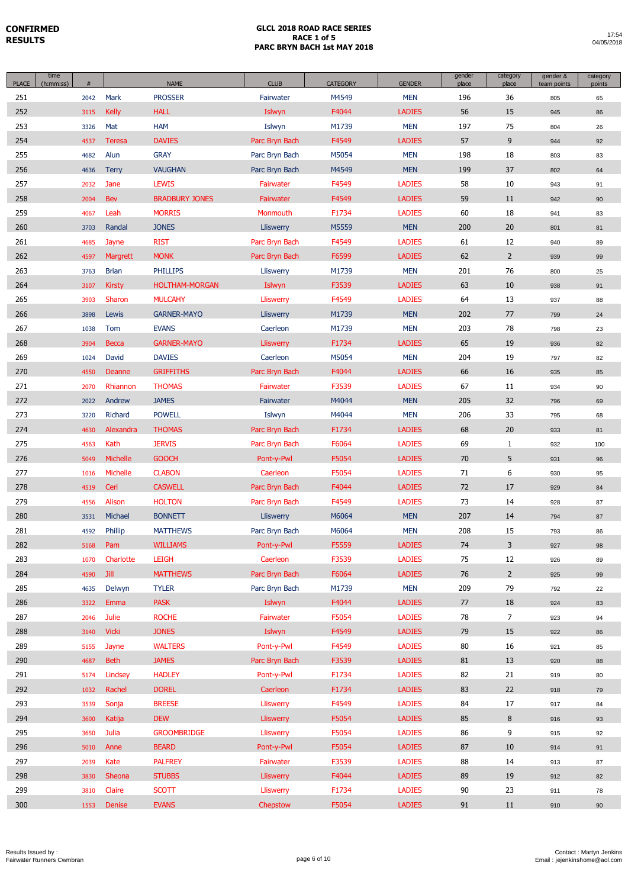**CONFIRMED RESULTS**

**GLCL 2018 ROAD RACE SERIES**
**RACE 1 of 5**
**PARC BRYN BACH 1st MAY 2018**

17:54
04/05/2018

| PLACE | time (h:mm:ss) | # | | NAME | CLUB | CATEGORY | GENDER | gender place | category place | gender & team points | category points |
|---|---|---|---|---|---|---|---|---|---|---|---|
| 251 | | 2042 | Mark | PROSSER | Fairwater | M4549 | MEN | 196 | 36 | 805 | 65 |
| 252 | | 3115 | Kelly | HALL | Islwyn | F4044 | LADIES | 56 | 15 | 945 | 86 |
| 253 | | 3326 | Mat | HAM | Islwyn | M1739 | MEN | 197 | 75 | 804 | 26 |
| 254 | | 4537 | Teresa | DAVIES | Parc Bryn Bach | F4549 | LADIES | 57 | 9 | 944 | 92 |
| 255 | | 4682 | Alun | GRAY | Parc Bryn Bach | M5054 | MEN | 198 | 18 | 803 | 83 |
| 256 | | 4636 | Terry | VAUGHAN | Parc Bryn Bach | M4549 | MEN | 199 | 37 | 802 | 64 |
| 257 | | 2032 | Jane | LEWIS | Fairwater | F4549 | LADIES | 58 | 10 | 943 | 91 |
| 258 | | 2004 | Bev | BRADBURY JONES | Fairwater | F4549 | LADIES | 59 | 11 | 942 | 90 |
| 259 | | 4067 | Leah | MORRIS | Monmouth | F1734 | LADIES | 60 | 18 | 941 | 83 |
| 260 | | 3703 | Randal | JONES | Lliswerry | M5559 | MEN | 200 | 20 | 801 | 81 |
| 261 | | 4685 | Jayne | RIST | Parc Bryn Bach | F4549 | LADIES | 61 | 12 | 940 | 89 |
| 262 | | 4597 | Margrett | MONK | Parc Bryn Bach | F6599 | LADIES | 62 | 2 | 939 | 99 |
| 263 | | 3763 | Brian | PHILLIPS | Lliswerry | M1739 | MEN | 201 | 76 | 800 | 25 |
| 264 | | 3107 | Kirsty | HOLTHAM-MORGAN | Islwyn | F3539 | LADIES | 63 | 10 | 938 | 91 |
| 265 | | 3903 | Sharon | MULCAHY | Lliswerry | F4549 | LADIES | 64 | 13 | 937 | 88 |
| 266 | | 3898 | Lewis | GARNER-MAYO | Lliswerry | M1739 | MEN | 202 | 77 | 799 | 24 |
| 267 | | 1038 | Tom | EVANS | Caerleon | M1739 | MEN | 203 | 78 | 798 | 23 |
| 268 | | 3904 | Becca | GARNER-MAYO | Lliswerry | F1734 | LADIES | 65 | 19 | 936 | 82 |
| 269 | | 1024 | David | DAVIES | Caerleon | M5054 | MEN | 204 | 19 | 797 | 82 |
| 270 | | 4550 | Deanne | GRIFFITHS | Parc Bryn Bach | F4044 | LADIES | 66 | 16 | 935 | 85 |
| 271 | | 2070 | Rhiannon | THOMAS | Fairwater | F3539 | LADIES | 67 | 11 | 934 | 90 |
| 272 | | 2022 | Andrew | JAMES | Fairwater | M4044 | MEN | 205 | 32 | 796 | 69 |
| 273 | | 3220 | Richard | POWELL | Islwyn | M4044 | MEN | 206 | 33 | 795 | 68 |
| 274 | | 4630 | Alexandra | THOMAS | Parc Bryn Bach | F1734 | LADIES | 68 | 20 | 933 | 81 |
| 275 | | 4563 | Kath | JERVIS | Parc Bryn Bach | F6064 | LADIES | 69 | 1 | 932 | 100 |
| 276 | | 5049 | Michelle | GOOCH | Pont-y-Pwl | F5054 | LADIES | 70 | 5 | 931 | 96 |
| 277 | | 1016 | Michelle | CLABON | Caerleon | F5054 | LADIES | 71 | 6 | 930 | 95 |
| 278 | | 4519 | Ceri | CASWELL | Parc Bryn Bach | F4044 | LADIES | 72 | 17 | 929 | 84 |
| 279 | | 4556 | Alison | HOLTON | Parc Bryn Bach | F4549 | LADIES | 73 | 14 | 928 | 87 |
| 280 | | 3531 | Michael | BONNETT | Lliswerry | M6064 | MEN | 207 | 14 | 794 | 87 |
| 281 | | 4592 | Phillip | MATTHEWS | Parc Bryn Bach | M6064 | MEN | 208 | 15 | 793 | 86 |
| 282 | | 5168 | Pam | WILLIAMS | Pont-y-Pwl | F5559 | LADIES | 74 | 3 | 927 | 98 |
| 283 | | 1070 | Charlotte | LEIGH | Caerleon | F3539 | LADIES | 75 | 12 | 926 | 89 |
| 284 | | 4590 | Jill | MATTHEWS | Parc Bryn Bach | F6064 | LADIES | 76 | 2 | 925 | 99 |
| 285 | | 4635 | Delwyn | TYLER | Parc Bryn Bach | M1739 | MEN | 209 | 79 | 792 | 22 |
| 286 | | 3322 | Emma | PASK | Islwyn | F4044 | LADIES | 77 | 18 | 924 | 83 |
| 287 | | 2046 | Julie | ROCHE | Fairwater | F5054 | LADIES | 78 | 7 | 923 | 94 |
| 288 | | 3140 | Vicki | JONES | Islwyn | F4549 | LADIES | 79 | 15 | 922 | 86 |
| 289 | | 5155 | Jayne | WALTERS | Pont-y-Pwl | F4549 | LADIES | 80 | 16 | 921 | 85 |
| 290 | | 4687 | Beth | JAMES | Parc Bryn Bach | F3539 | LADIES | 81 | 13 | 920 | 88 |
| 291 | | 5174 | Lindsey | HADLEY | Pont-y-Pwl | F1734 | LADIES | 82 | 21 | 919 | 80 |
| 292 | | 1032 | Rachel | DOREL | Caerleon | F1734 | LADIES | 83 | 22 | 918 | 79 |
| 293 | | 3539 | Sonja | BREESE | Lliswerry | F4549 | LADIES | 84 | 17 | 917 | 84 |
| 294 | | 3600 | Katija | DEW | Lliswerry | F5054 | LADIES | 85 | 8 | 916 | 93 |
| 295 | | 3650 | Julia | GROOMBRIDGE | Lliswerry | F5054 | LADIES | 86 | 9 | 915 | 92 |
| 296 | | 5010 | Anne | BEARD | Pont-y-Pwl | F5054 | LADIES | 87 | 10 | 914 | 91 |
| 297 | | 2039 | Kate | PALFREY | Fairwater | F3539 | LADIES | 88 | 14 | 913 | 87 |
| 298 | | 3830 | Sheona | STUBBS | Lliswerry | F4044 | LADIES | 89 | 19 | 912 | 82 |
| 299 | | 3810 | Claire | SCOTT | Lliswerry | F1734 | LADIES | 90 | 23 | 911 | 78 |
| 300 | | 1553 | Denise | EVANS | Chepstow | F5054 | LADIES | 91 | 11 | 910 | 90 |

Results Issued by :
Fairwater Runners Cwmbran

Contact : Martyn Jenkins
Email : jejenkinshome@aol.com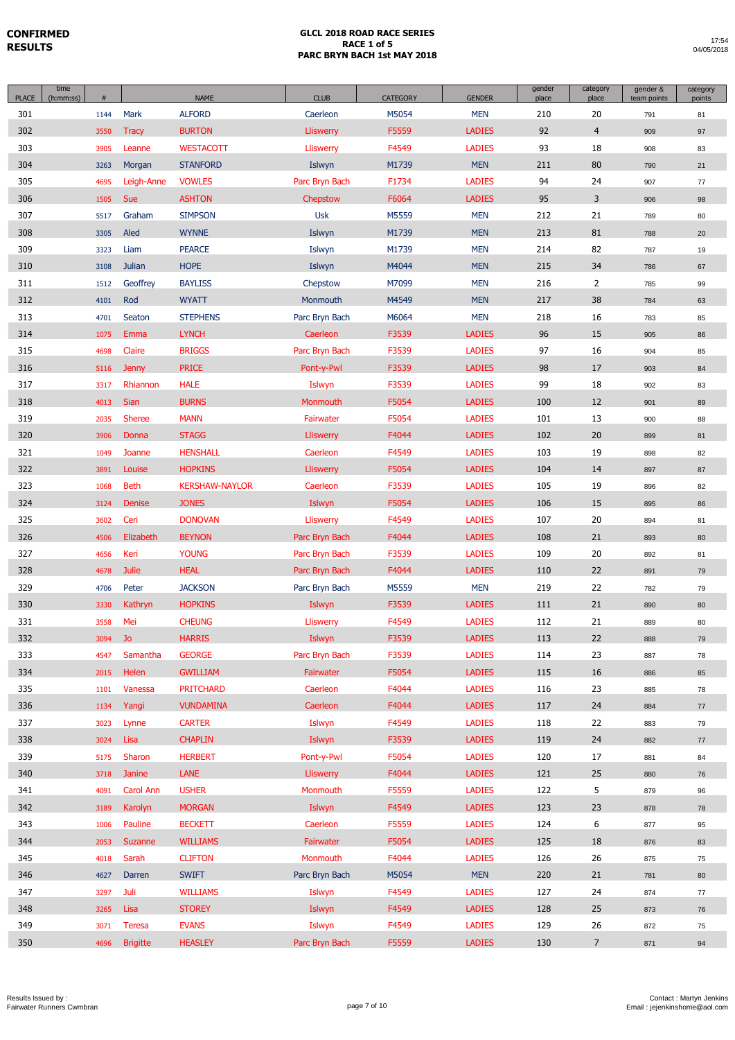**CONFIRMED RESULTS**

**GLCL 2018 ROAD RACE SERIES**
**RACE 1 of 5**
**PARC BRYN BACH 1st MAY 2018**

17:54
04/05/2018

| PLACE | time (h:mm:ss) | # | NAME | | CLUB | CATEGORY | GENDER | gender place | category place | gender & team points | category points |
|---|---|---|---|---|---|---|---|---|---|---|---|
| 301 | | 1144 | Mark | ALFORD | Caerleon | M5054 | MEN | 210 | 20 | 791 | 81 |
| 302 | | 3550 | Tracy | BURTON | Lliswerry | F5559 | LADIES | 92 | 4 | 909 | 97 |
| 303 | | 3905 | Leanne | WESTACOTT | Lliswerry | F4549 | LADIES | 93 | 18 | 908 | 83 |
| 304 | | 3263 | Morgan | STANFORD | Islwyn | M1739 | MEN | 211 | 80 | 790 | 21 |
| 305 | | 4695 | Leigh-Anne | VOWLES | Parc Bryn Bach | F1734 | LADIES | 94 | 24 | 907 | 77 |
| 306 | | 1505 | Sue | ASHTON | Chepstow | F6064 | LADIES | 95 | 3 | 906 | 98 |
| 307 | | 5517 | Graham | SIMPSON | Usk | M5559 | MEN | 212 | 21 | 789 | 80 |
| 308 | | 3305 | Aled | WYNNE | Islwyn | M1739 | MEN | 213 | 81 | 788 | 20 |
| 309 | | 3323 | Liam | PEARCE | Islwyn | M1739 | MEN | 214 | 82 | 787 | 19 |
| 310 | | 3108 | Julian | HOPE | Islwyn | M4044 | MEN | 215 | 34 | 786 | 67 |
| 311 | | 1512 | Geoffrey | BAYLISS | Chepstow | M7099 | MEN | 216 | 2 | 785 | 99 |
| 312 | | 4101 | Rod | WYATT | Monmouth | M4549 | MEN | 217 | 38 | 784 | 63 |
| 313 | | 4701 | Seaton | STEPHENS | Parc Bryn Bach | M6064 | MEN | 218 | 16 | 783 | 85 |
| 314 | | 1075 | Emma | LYNCH | Caerleon | F3539 | LADIES | 96 | 15 | 905 | 86 |
| 315 | | 4698 | Claire | BRIGGS | Parc Bryn Bach | F3539 | LADIES | 97 | 16 | 904 | 85 |
| 316 | | 5116 | Jenny | PRICE | Pont-y-Pwl | F3539 | LADIES | 98 | 17 | 903 | 84 |
| 317 | | 3317 | Rhiannon | HALE | Islwyn | F3539 | LADIES | 99 | 18 | 902 | 83 |
| 318 | | 4013 | Sian | BURNS | Monmouth | F5054 | LADIES | 100 | 12 | 901 | 89 |
| 319 | | 2035 | Sheree | MANN | Fairwater | F5054 | LADIES | 101 | 13 | 900 | 88 |
| 320 | | 3906 | Donna | STAGG | Lliswerry | F4044 | LADIES | 102 | 20 | 899 | 81 |
| 321 | | 1049 | Joanne | HENSHALL | Caerleon | F4549 | LADIES | 103 | 19 | 898 | 82 |
| 322 | | 3891 | Louise | HOPKINS | Lliswerry | F5054 | LADIES | 104 | 14 | 897 | 87 |
| 323 | | 1068 | Beth | KERSHAW-NAYLOR | Caerleon | F3539 | LADIES | 105 | 19 | 896 | 82 |
| 324 | | 3124 | Denise | JONES | Islwyn | F5054 | LADIES | 106 | 15 | 895 | 86 |
| 325 | | 3602 | Ceri | DONOVAN | Lliswerry | F4549 | LADIES | 107 | 20 | 894 | 81 |
| 326 | | 4506 | Elizabeth | BEYNON | Parc Bryn Bach | F4044 | LADIES | 108 | 21 | 893 | 80 |
| 327 | | 4656 | Keri | YOUNG | Parc Bryn Bach | F3539 | LADIES | 109 | 20 | 892 | 81 |
| 328 | | 4678 | Julie | HEAL | Parc Bryn Bach | F4044 | LADIES | 110 | 22 | 891 | 79 |
| 329 | | 4706 | Peter | JACKSON | Parc Bryn Bach | M5559 | MEN | 219 | 22 | 782 | 79 |
| 330 | | 3330 | Kathryn | HOPKINS | Islwyn | F3539 | LADIES | 111 | 21 | 890 | 80 |
| 331 | | 3558 | Mei | CHEUNG | Lliswerry | F4549 | LADIES | 112 | 21 | 889 | 80 |
| 332 | | 3094 | Jo | HARRIS | Islwyn | F3539 | LADIES | 113 | 22 | 888 | 79 |
| 333 | | 4547 | Samantha | GEORGE | Parc Bryn Bach | F3539 | LADIES | 114 | 23 | 887 | 78 |
| 334 | | 2015 | Helen | GWILLIAM | Fairwater | F5054 | LADIES | 115 | 16 | 886 | 85 |
| 335 | | 1101 | Vanessa | PRITCHARD | Caerleon | F4044 | LADIES | 116 | 23 | 885 | 78 |
| 336 | | 1134 | Yangi | VUNDAMINA | Caerleon | F4044 | LADIES | 117 | 24 | 884 | 77 |
| 337 | | 3023 | Lynne | CARTER | Islwyn | F4549 | LADIES | 118 | 22 | 883 | 79 |
| 338 | | 3024 | Lisa | CHAPLIN | Islwyn | F3539 | LADIES | 119 | 24 | 882 | 77 |
| 339 | | 5175 | Sharon | HERBERT | Pont-y-Pwl | F5054 | LADIES | 120 | 17 | 881 | 84 |
| 340 | | 3718 | Janine | LANE | Lliswerry | F4044 | LADIES | 121 | 25 | 880 | 76 |
| 341 | | 4091 | Carol Ann | USHER | Monmouth | F5559 | LADIES | 122 | 5 | 879 | 96 |
| 342 | | 3189 | Karolyn | MORGAN | Islwyn | F4549 | LADIES | 123 | 23 | 878 | 78 |
| 343 | | 1006 | Pauline | BECKETT | Caerleon | F5559 | LADIES | 124 | 6 | 877 | 95 |
| 344 | | 2053 | Suzanne | WILLIAMS | Fairwater | F5054 | LADIES | 125 | 18 | 876 | 83 |
| 345 | | 4018 | Sarah | CLIFTON | Monmouth | F4044 | LADIES | 126 | 26 | 875 | 75 |
| 346 | | 4627 | Darren | SWIFT | Parc Bryn Bach | M5054 | MEN | 220 | 21 | 781 | 80 |
| 347 | | 3297 | Juli | WILLIAMS | Islwyn | F4549 | LADIES | 127 | 24 | 874 | 77 |
| 348 | | 3265 | Lisa | STOREY | Islwyn | F4549 | LADIES | 128 | 25 | 873 | 76 |
| 349 | | 3071 | Teresa | EVANS | Islwyn | F4549 | LADIES | 129 | 26 | 872 | 75 |
| 350 | | 4696 | Brigitte | HEASLEY | Parc Bryn Bach | F5559 | LADIES | 130 | 7 | 871 | 94 |

Results Issued by :
Fairwater Runners Cwmbran

Contact : Martyn Jenkins
Email : jejenkinshome@aol.com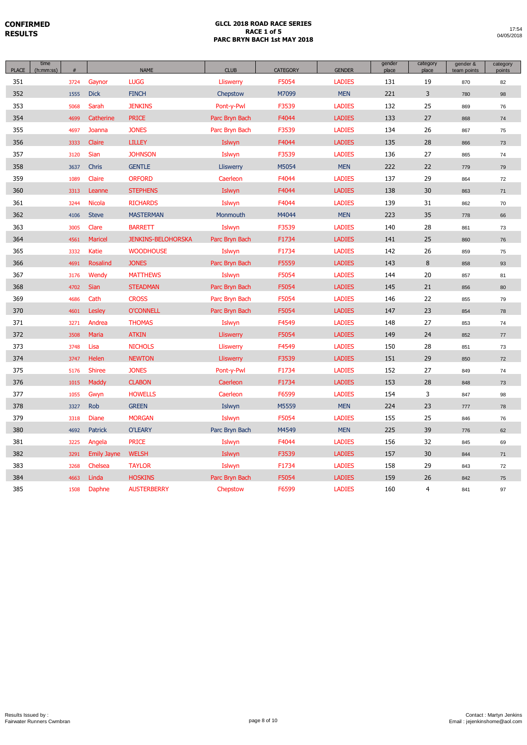**CONFIRMED RESULTS**

**GLCL 2018 ROAD RACE SERIES**
**RACE 1 of 5**
**PARC BRYN BACH 1st MAY 2018**

17:54
04/05/2018

| PLACE | time (h:mm:ss) | # | NAME | | CLUB | CATEGORY | GENDER | gender place | category place | gender & team points | category points |
|---|---|---|---|---|---|---|---|---|---|---|---|
| 351 | | 3724 | Gaynor | LUGG | Lliswerry | F5054 | LADIES | 131 | 19 | 870 | 82 |
| 352 | | 1555 | Dick | FINCH | Chepstow | M7099 | MEN | 221 | 3 | 780 | 98 |
| 353 | | 5068 | Sarah | JENKINS | Pont-y-Pwl | F3539 | LADIES | 132 | 25 | 869 | 76 |
| 354 | | 4699 | Catherine | PRICE | Parc Bryn Bach | F4044 | LADIES | 133 | 27 | 868 | 74 |
| 355 | | 4697 | Joanna | JONES | Parc Bryn Bach | F3539 | LADIES | 134 | 26 | 867 | 75 |
| 356 | | 3333 | Claire | LILLEY | Islwyn | F4044 | LADIES | 135 | 28 | 866 | 73 |
| 357 | | 3120 | Sian | JOHNSON | Islwyn | F3539 | LADIES | 136 | 27 | 865 | 74 |
| 358 | | 3637 | Chris | GENTLE | Lliswerry | M5054 | MEN | 222 | 22 | 779 | 79 |
| 359 | | 1089 | Claire | ORFORD | Caerleon | F4044 | LADIES | 137 | 29 | 864 | 72 |
| 360 | | 3313 | Leanne | STEPHENS | Islwyn | F4044 | LADIES | 138 | 30 | 863 | 71 |
| 361 | | 3244 | Nicola | RICHARDS | Islwyn | F4044 | LADIES | 139 | 31 | 862 | 70 |
| 362 | | 4106 | Steve | MASTERMAN | Monmouth | M4044 | MEN | 223 | 35 | 778 | 66 |
| 363 | | 3005 | Clare | BARRETT | Islwyn | F3539 | LADIES | 140 | 28 | 861 | 73 |
| 364 | | 4561 | Maricel | JENKINS-BELOHORSKA | Parc Bryn Bach | F1734 | LADIES | 141 | 25 | 860 | 76 |
| 365 | | 3332 | Katie | WOODHOUSE | Islwyn | F1734 | LADIES | 142 | 26 | 859 | 75 |
| 366 | | 4691 | Rosalind | JONES | Parc Bryn Bach | F5559 | LADIES | 143 | 8 | 858 | 93 |
| 367 | | 3176 | Wendy | MATTHEWS | Islwyn | F5054 | LADIES | 144 | 20 | 857 | 81 |
| 368 | | 4702 | Sian | STEADMAN | Parc Bryn Bach | F5054 | LADIES | 145 | 21 | 856 | 80 |
| 369 | | 4686 | Cath | CROSS | Parc Bryn Bach | F5054 | LADIES | 146 | 22 | 855 | 79 |
| 370 | | 4601 | Lesley | O'CONNELL | Parc Bryn Bach | F5054 | LADIES | 147 | 23 | 854 | 78 |
| 371 | | 3271 | Andrea | THOMAS | Islwyn | F4549 | LADIES | 148 | 27 | 853 | 74 |
| 372 | | 3508 | Maria | ATKIN | Lliswerry | F5054 | LADIES | 149 | 24 | 852 | 77 |
| 373 | | 3748 | Lisa | NICHOLS | Lliswerry | F4549 | LADIES | 150 | 28 | 851 | 73 |
| 374 | | 3747 | Helen | NEWTON | Lliswerry | F3539 | LADIES | 151 | 29 | 850 | 72 |
| 375 | | 5176 | Shiree | JONES | Pont-y-Pwl | F1734 | LADIES | 152 | 27 | 849 | 74 |
| 376 | | 1015 | Maddy | CLABON | Caerleon | F1734 | LADIES | 153 | 28 | 848 | 73 |
| 377 | | 1055 | Gwyn | HOWELLS | Caerleon | F6599 | LADIES | 154 | 3 | 847 | 98 |
| 378 | | 3327 | Rob | GREEN | Islwyn | M5559 | MEN | 224 | 23 | 777 | 78 |
| 379 | | 3318 | Diane | MORGAN | Islwyn | F5054 | LADIES | 155 | 25 | 846 | 76 |
| 380 | | 4692 | Patrick | O'LEARY | Parc Bryn Bach | M4549 | MEN | 225 | 39 | 776 | 62 |
| 381 | | 3225 | Angela | PRICE | Islwyn | F4044 | LADIES | 156 | 32 | 845 | 69 |
| 382 | | 3291 | Emily Jayne | WELSH | Islwyn | F3539 | LADIES | 157 | 30 | 844 | 71 |
| 383 | | 3268 | Chelsea | TAYLOR | Islwyn | F1734 | LADIES | 158 | 29 | 843 | 72 |
| 384 | | 4663 | Linda | HOSKINS | Parc Bryn Bach | F5054 | LADIES | 159 | 26 | 842 | 75 |
| 385 | | 1508 | Daphne | AUSTERBERRY | Chepstow | F6599 | LADIES | 160 | 4 | 841 | 97 |

Results Issued by :
Fairwater Runners Cwmbran

Contact : Martyn Jenkins
Email : jejenkinshome@aol.com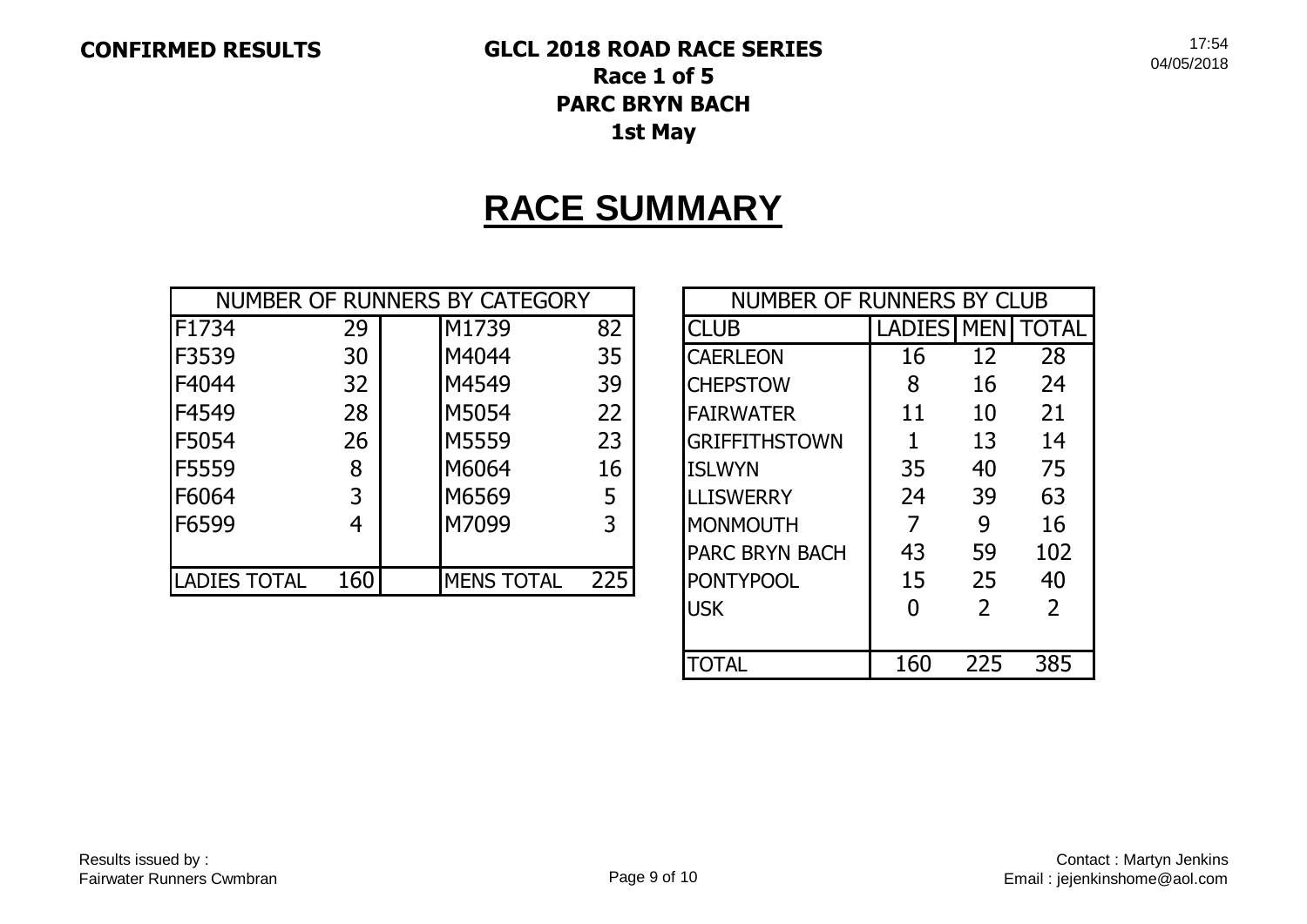**CONFIRMED RESULTS**

# GLCL 2018 ROAD RACE SERIES
## Race 1 of 5
## PARC BRYN BACH
## 1st May

17:54
04/05/2018

# RACE SUMMARY

| NUMBER OF RUNNERS BY CATEGORY | | | | |
|---|---|---|---|---|
| F1734 | 29 | | M1739 | 82 |
| F3539 | 30 | | M4044 | 35 |
| F4044 | 32 | | M4549 | 39 |
| F4549 | 28 | | M5054 | 22 |
| F5054 | 26 | | M5559 | 23 |
| F5559 | 8 | | M6064 | 16 |
| F6064 | 3 | | M6569 | 5 |
| F6599 | 4 | | M7099 | 3 |
| | | | | |
| LADIES TOTAL | 160 | | MENS TOTAL | 225 |

| NUMBER OF RUNNERS BY CLUB | | | |
|---|---|---|---|
| CLUB | LADIES | MEN | TOTAL |
| CAERLEON | 16 | 12 | 28 |
| CHEPSTOW | 8 | 16 | 24 |
| FAIRWATER | 11 | 10 | 21 |
| GRIFFITHSTOWN | 1 | 13 | 14 |
| ISLWYN | 35 | 40 | 75 |
| LLISWERRY | 24 | 39 | 63 |
| MONMOUTH | 7 | 9 | 16 |
| PARC BRYN BACH | 43 | 59 | 102 |
| PONTYPOOL | 15 | 25 | 40 |
| USK | 0 | 2 | 2 |
| | | | |
| TOTAL | 160 | 225 | 385 |

Results issued by :
Fairwater Runners Cwmbran

Contact : Martyn Jenkins
Email : jejenkinshome@aol.com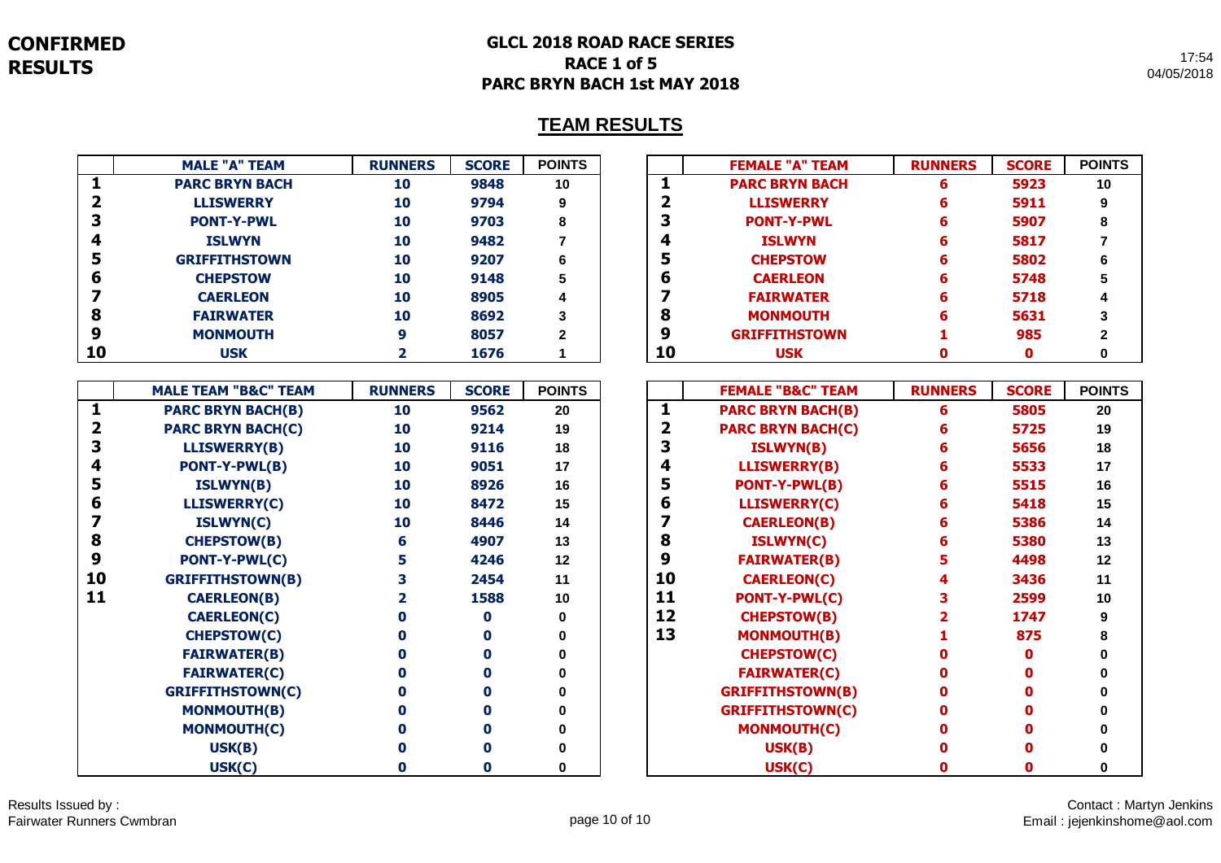**CONFIRMED RESULTS**

## GLCL 2018 ROAD RACE SERIES
## RACE 1 of 5
## PARC BRYN BACH 1st MAY 2018

17:54
04/05/2018

## TEAM RESULTS

| | MALE "A" TEAM | RUNNERS | SCORE | POINTS |
|---|---|---|---|---|
| 1 | PARC BRYN BACH | 10 | 9848 | 10 |
| 2 | LLISWERRY | 10 | 9794 | 9 |
| 3 | PONT-Y-PWL | 10 | 9703 | 8 |
| 4 | ISLWYN | 10 | 9482 | 7 |
| 5 | GRIFFITHSTOWN | 10 | 9207 | 6 |
| 6 | CHEPSTOW | 10 | 9148 | 5 |
| 7 | CAERLEON | 10 | 8905 | 4 |
| 8 | FAIRWATER | 10 | 8692 | 3 |
| 9 | MONMOUTH | 9 | 8057 | 2 |
| 10 | USK | 2 | 1676 | 1 |

| | FEMALE "A" TEAM | RUNNERS | SCORE | POINTS |
|---|---|---|---|---|
| 1 | PARC BRYN BACH | 6 | 5923 | 10 |
| 2 | LLISWERRY | 6 | 5911 | 9 |
| 3 | PONT-Y-PWL | 6 | 5907 | 8 |
| 4 | ISLWYN | 6 | 5817 | 7 |
| 5 | CHEPSTOW | 6 | 5802 | 6 |
| 6 | CAERLEON | 6 | 5748 | 5 |
| 7 | FAIRWATER | 6 | 5718 | 4 |
| 8 | MONMOUTH | 6 | 5631 | 3 |
| 9 | GRIFFITHSTOWN | 1 | 985 | 2 |
| 10 | USK | 0 | 0 | 0 |

| | MALE TEAM "B&C" TEAM | RUNNERS | SCORE | POINTS |
|---|---|---|---|---|
| 1 | PARC BRYN BACH(B) | 10 | 9562 | 20 |
| 2 | PARC BRYN BACH(C) | 10 | 9214 | 19 |
| 3 | LLISWERRY(B) | 10 | 9116 | 18 |
| 4 | PONT-Y-PWL(B) | 10 | 9051 | 17 |
| 5 | ISLWYN(B) | 10 | 8926 | 16 |
| 6 | LLISWERRY(C) | 10 | 8472 | 15 |
| 7 | ISLWYN(C) | 10 | 8446 | 14 |
| 8 | CHEPSTOW(B) | 6 | 4907 | 13 |
| 9 | PONT-Y-PWL(C) | 5 | 4246 | 12 |
| 10 | GRIFFITHSTOWN(B) | 3 | 2454 | 11 |
| 11 | CAERLEON(B) | 2 | 1588 | 10 |
| | CAERLEON(C) | 0 | 0 | 0 |
| | CHEPSTOW(C) | 0 | 0 | 0 |
| | FAIRWATER(B) | 0 | 0 | 0 |
| | FAIRWATER(C) | 0 | 0 | 0 |
| | GRIFFITHSTOWN(C) | 0 | 0 | 0 |
| | MONMOUTH(B) | 0 | 0 | 0 |
| | MONMOUTH(C) | 0 | 0 | 0 |
| | USK(B) | 0 | 0 | 0 |
| | USK(C) | 0 | 0 | 0 |

| | FEMALE "B&C" TEAM | RUNNERS | SCORE | POINTS |
|---|---|---|---|---|
| 1 | PARC BRYN BACH(B) | 6 | 5805 | 20 |
| 2 | PARC BRYN BACH(C) | 6 | 5725 | 19 |
| 3 | ISLWYN(B) | 6 | 5656 | 18 |
| 4 | LLISWERRY(B) | 6 | 5533 | 17 |
| 5 | PONT-Y-PWL(B) | 6 | 5515 | 16 |
| 6 | LLISWERRY(C) | 6 | 5418 | 15 |
| 7 | CAERLEON(B) | 6 | 5386 | 14 |
| 8 | ISLWYN(C) | 6 | 5380 | 13 |
| 9 | FAIRWATER(B) | 5 | 4498 | 12 |
| 10 | CAERLEON(C) | 4 | 3436 | 11 |
| 11 | PONT-Y-PWL(C) | 3 | 2599 | 10 |
| 12 | CHEPSTOW(B) | 2 | 1747 | 9 |
| 13 | MONMOUTH(B) | 1 | 875 | 8 |
| | CHEPSTOW(C) | 0 | 0 | 0 |
| | FAIRWATER(C) | 0 | 0 | 0 |
| | GRIFFITHSTOWN(B) | 0 | 0 | 0 |
| | GRIFFITHSTOWN(C) | 0 | 0 | 0 |
| | MONMOUTH(C) | 0 | 0 | 0 |
| | USK(B) | 0 | 0 | 0 |
| | USK(C) | 0 | 0 | 0 |

Results Issued by :
Fairwater Runners Cwmbran

Contact : Martyn Jenkins
Email : jejenkinshome@aol.com